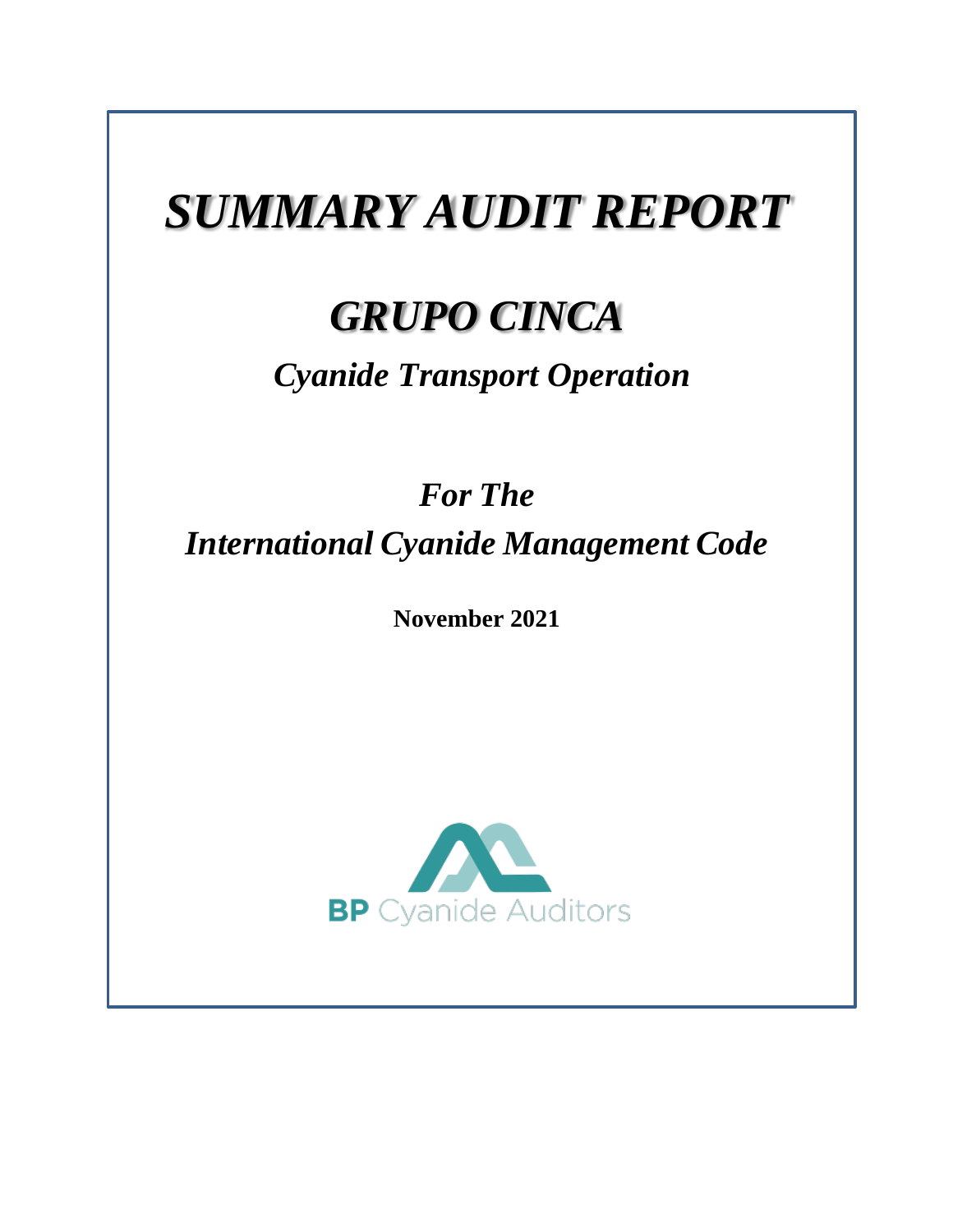# *SUMMARY AUDIT REPORT*

## *GRUPO CINCA*

### *Cyanide Transport Operation*

### *For The*
### *International Cyanide Management Code*

**November 2021**

**BP** Cyanide Auditors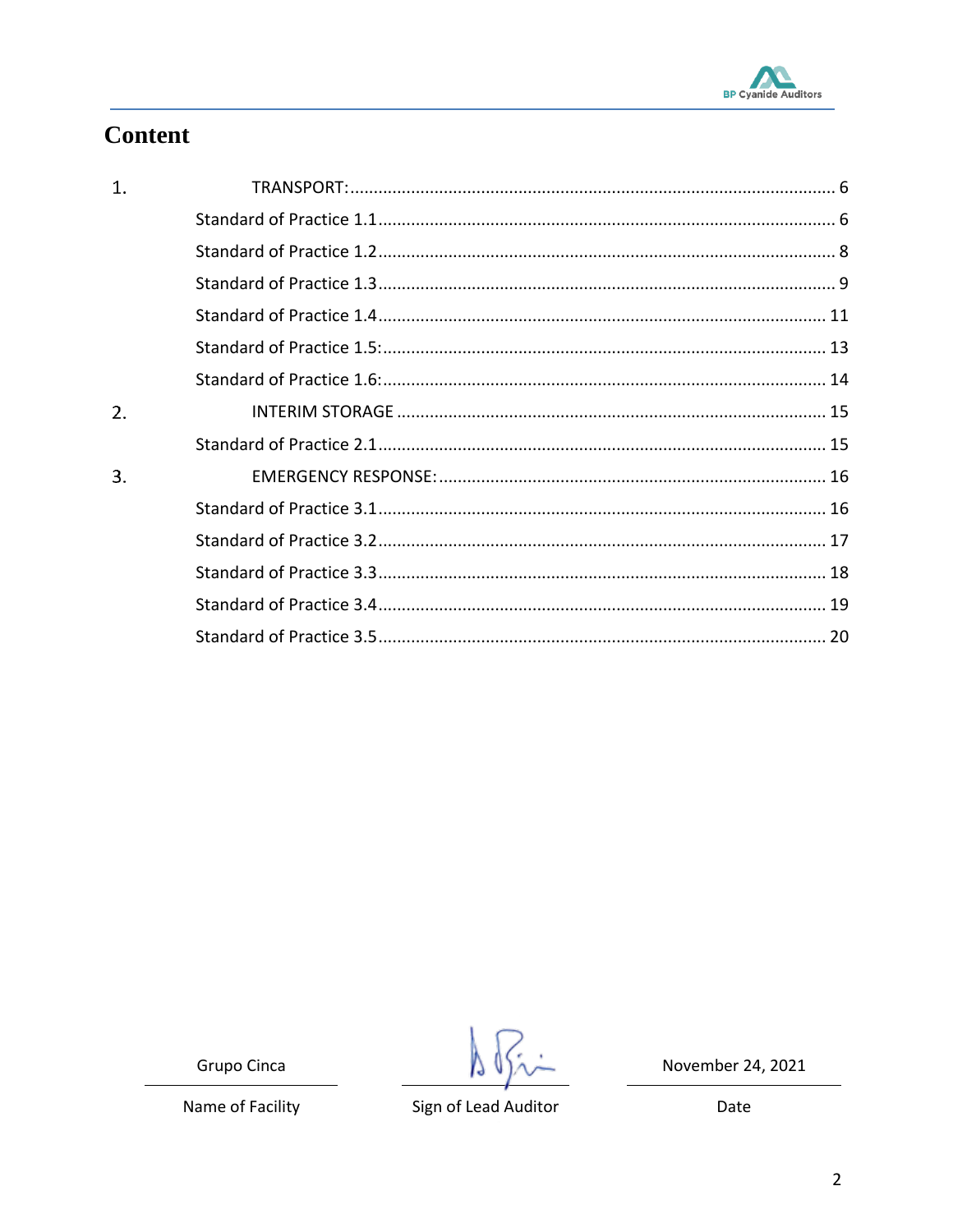# Content

1. TRANSPORT: ........ 6
   - Standard of Practice 1.1 ........ 6
   - Standard of Practice 1.2 ........ 8
   - Standard of Practice 1.3 ........ 9
   - Standard of Practice 1.4 ........ 11
   - Standard of Practice 1.5: ........ 13
   - Standard of Practice 1.6: ........ 14
2. INTERIM STORAGE ........ 15
   - Standard of Practice 2.1 ........ 15
3. EMERGENCY RESPONSE: ........ 16
   - Standard of Practice 3.1 ........ 16
   - Standard of Practice 3.2 ........ 17
   - Standard of Practice 3.3 ........ 18
   - Standard of Practice 3.4 ........ 19
   - Standard of Practice 3.5 ........ 20

| Grupo Cinca | | November 24, 2021 |
|---|---|---|
| Name of Facility | Sign of Lead Auditor | Date |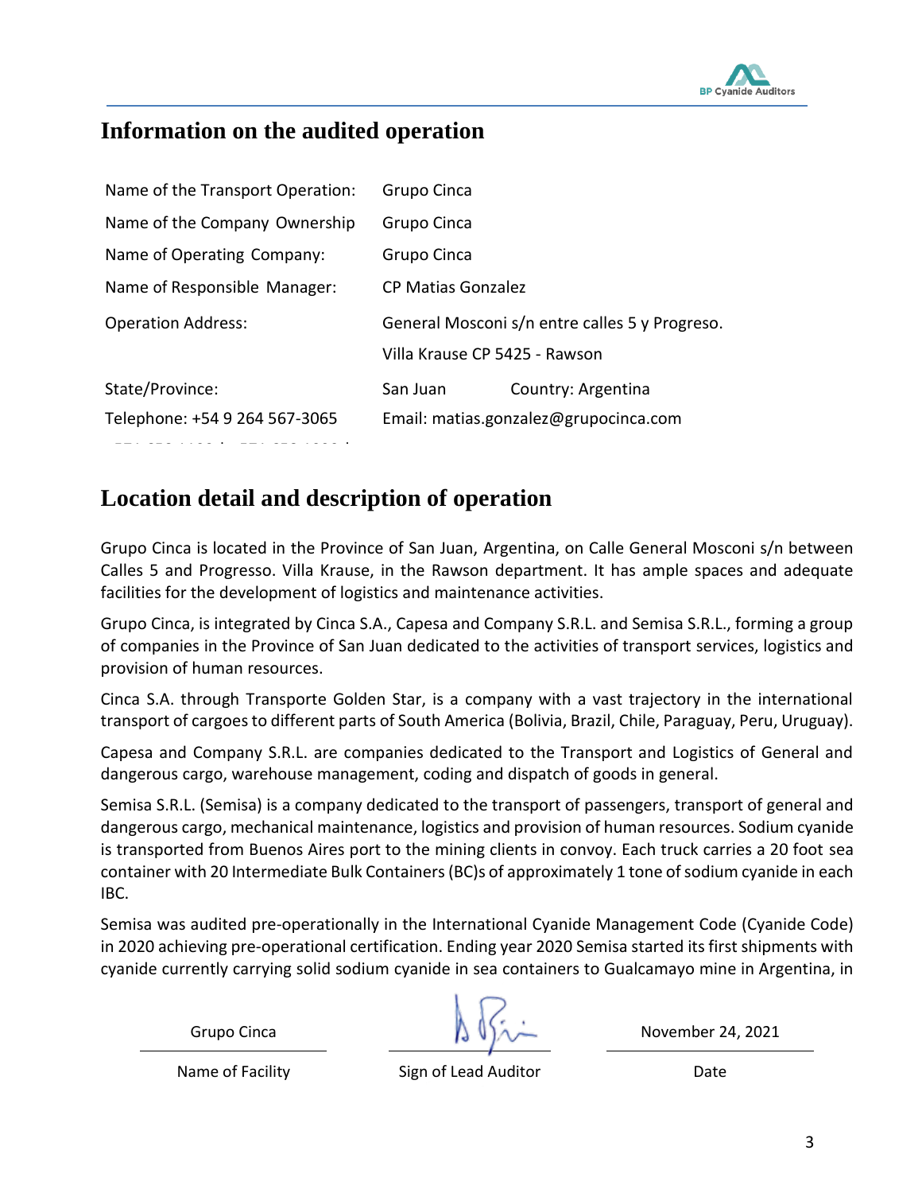## Information on the audited operation

| | |
|---|---|
| Name of the Transport Operation: | Grupo Cinca |
| Name of the Company Ownership | Grupo Cinca |
| Name of Operating Company: | Grupo Cinca |
| Name of Responsible Manager: | CP Matias Gonzalez |
| Operation Address: | General Mosconi s/n entre calles 5 y Progreso. Villa Krause CP 5425 - Rawson |
| State/Province: | San Juan Country: Argentina |
| Telephone: +54 9 264 567-3065 | Email: matias.gonzalez@grupocinca.com |

## Location detail and description of operation

Grupo Cinca is located in the Province of San Juan, Argentina, on Calle General Mosconi s/n between Calles 5 and Progresso. Villa Krause, in the Rawson department. It has ample spaces and adequate facilities for the development of logistics and maintenance activities.

Grupo Cinca, is integrated by Cinca S.A., Capesa and Company S.R.L. and Semisa S.R.L., forming a group of companies in the Province of San Juan dedicated to the activities of transport services, logistics and provision of human resources.

Cinca S.A. through Transporte Golden Star, is a company with a vast trajectory in the international transport of cargoes to different parts of South America (Bolivia, Brazil, Chile, Paraguay, Peru, Uruguay).

Capesa and Company S.R.L. are companies dedicated to the Transport and Logistics of General and dangerous cargo, warehouse management, coding and dispatch of goods in general.

Semisa S.R.L. (Semisa) is a company dedicated to the transport of passengers, transport of general and dangerous cargo, mechanical maintenance, logistics and provision of human resources. Sodium cyanide is transported from Buenos Aires port to the mining clients in convoy. Each truck carries a 20 foot sea container with 20 Intermediate Bulk Containers (BC)s of approximately 1 tone of sodium cyanide in each IBC.

Semisa was audited pre-operationally in the International Cyanide Management Code (Cyanide Code) in 2020 achieving pre-operational certification. Ending year 2020 Semisa started its first shipments with cyanide currently carrying solid sodium cyanide in sea containers to Gualcamayo mine in Argentina, in

| Grupo Cinca | | November 24, 2021 |
|---|---|---|
| Name of Facility | Sign of Lead Auditor | Date |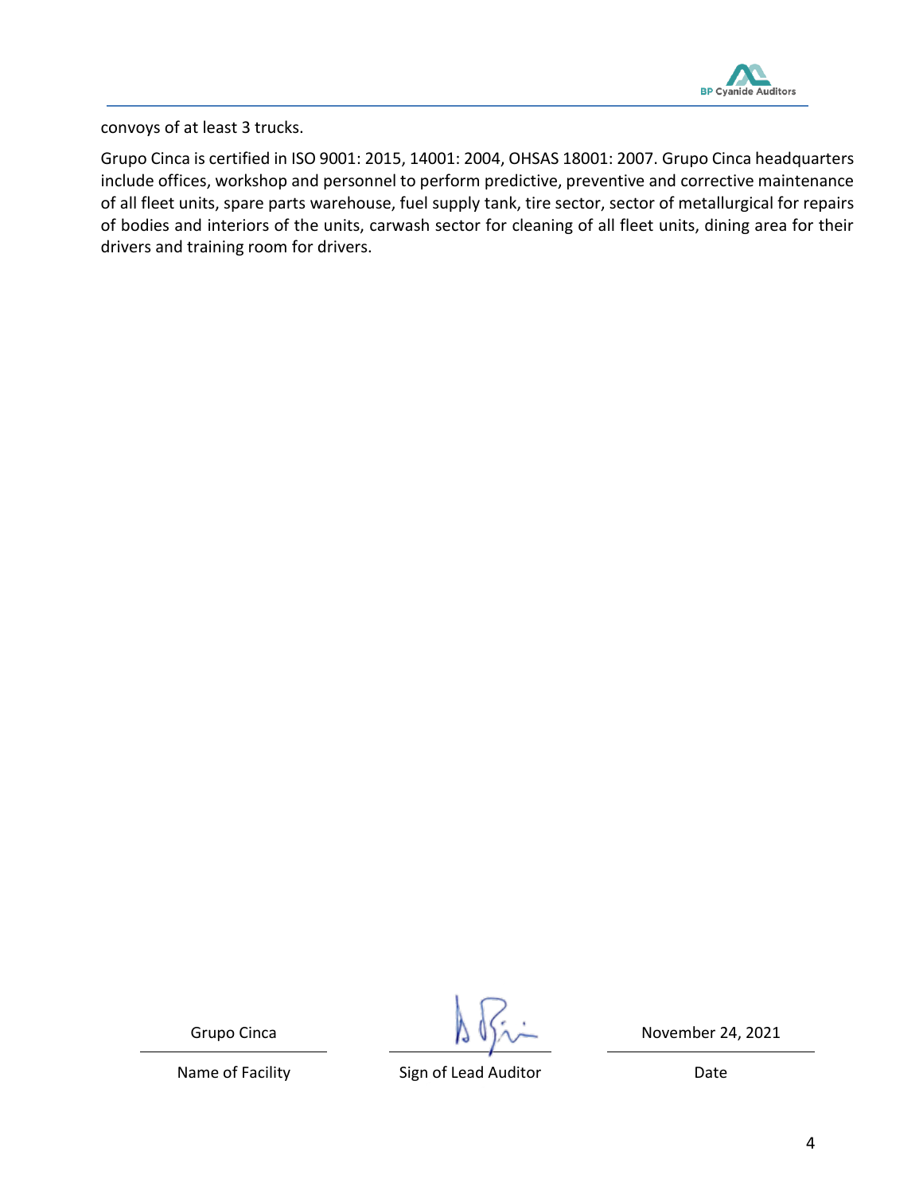convoys of at least 3 trucks.

Grupo Cinca is certified in ISO 9001: 2015, 14001: 2004, OHSAS 18001: 2007. Grupo Cinca headquarters include offices, workshop and personnel to perform predictive, preventive and corrective maintenance of all fleet units, spare parts warehouse, fuel supply tank, tire sector, sector of metallurgical for repairs of bodies and interiors of the units, carwash sector for cleaning of all fleet units, dining area for their drivers and training room for drivers.

| Grupo Cinca | | November 24, 2021 |
|---|---|---|
| Name of Facility | Sign of Lead Auditor | Date |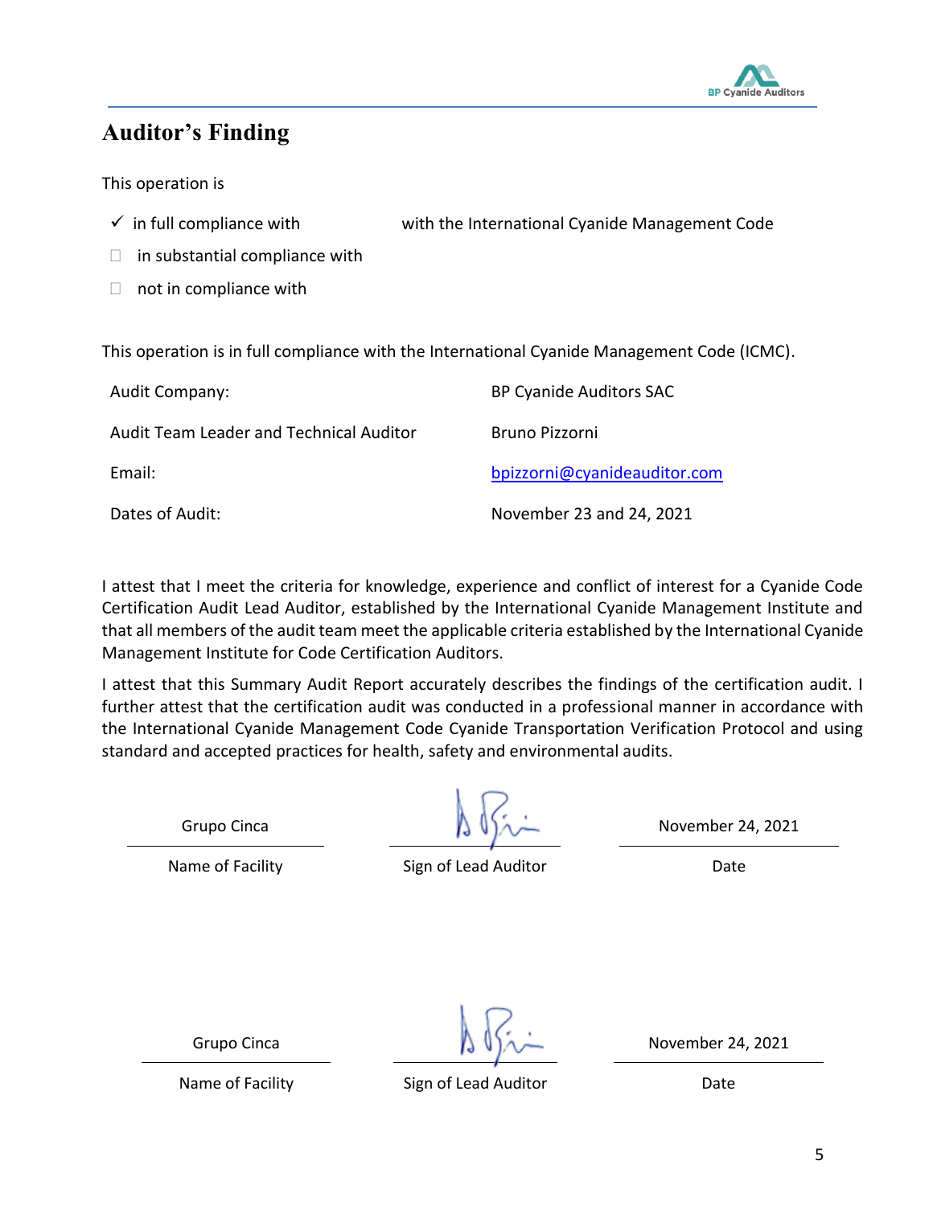## Auditor’s Finding

This operation is

- ✓ in full compliance with  with the International Cyanide Management Code
- ☐ in substantial compliance with
- ☐ not in compliance with

This operation is in full compliance with the International Cyanide Management Code (ICMC).

| | |
|---|---|
| Audit Company: | BP Cyanide Auditors SAC |
| Audit Team Leader and Technical Auditor | Bruno Pizzorni |
| Email: | bpizzorni@cyanideauditor.com |
| Dates of Audit: | November 23 and 24, 2021 |

I attest that I meet the criteria for knowledge, experience and conflict of interest for a Cyanide Code Certification Audit Lead Auditor, established by the International Cyanide Management Institute and that all members of the audit team meet the applicable criteria established by the International Cyanide Management Institute for Code Certification Auditors.

I attest that this Summary Audit Report accurately describes the findings of the certification audit. I further attest that the certification audit was conducted in a professional manner in accordance with the International Cyanide Management Code Cyanide Transportation Verification Protocol and using standard and accepted practices for health, safety and environmental audits.

| Grupo Cinca | [signature] | November 24, 2021 |
|---|---|---|
| Name of Facility | Sign of Lead Auditor | Date |

| Grupo Cinca | [signature] | November 24, 2021 |
|---|---|---|
| Name of Facility | Sign of Lead Auditor | Date |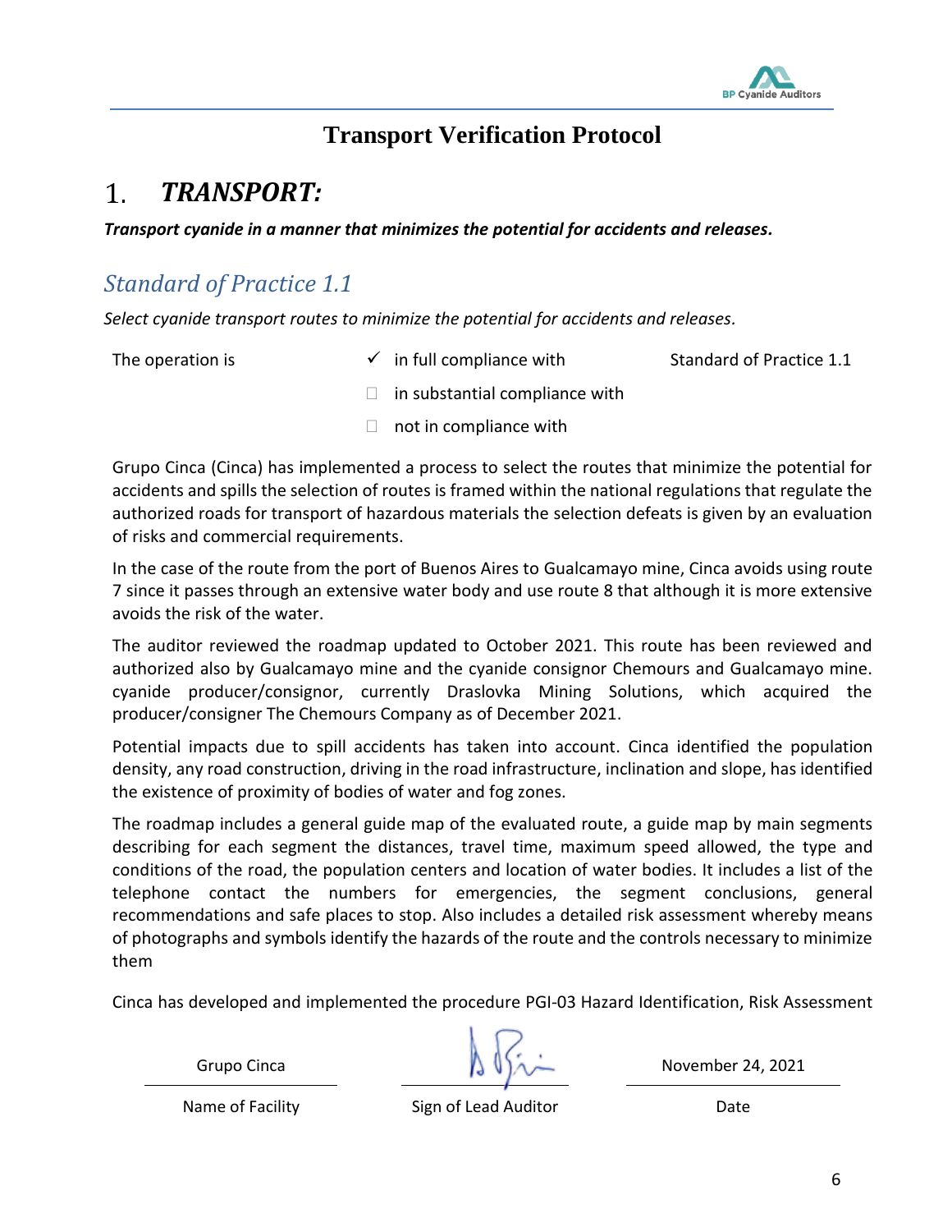# Transport Verification Protocol

## 1. *TRANSPORT:*

***Transport cyanide in a manner that minimizes the potential for accidents and releases.***

### *Standard of Practice 1.1*

*Select cyanide transport routes to minimize the potential for accidents and releases.*

| The operation is | ✓ in full compliance with | Standard of Practice 1.1 |
|---|---|---|
| | ☐ in substantial compliance with | |
| | ☐ not in compliance with | |

Grupo Cinca (Cinca) has implemented a process to select the routes that minimize the potential for accidents and spills the selection of routes is framed within the national regulations that regulate the authorized roads for transport of hazardous materials the selection defeats is given by an evaluation of risks and commercial requirements.

In the case of the route from the port of Buenos Aires to Gualcamayo mine, Cinca avoids using route 7 since it passes through an extensive water body and use route 8 that although it is more extensive avoids the risk of the water.

The auditor reviewed the roadmap updated to October 2021. This route has been reviewed and authorized also by Gualcamayo mine and the cyanide consignor Chemours and Gualcamayo mine. cyanide producer/consignor, currently Draslovka Mining Solutions, which acquired the producer/consigner The Chemours Company as of December 2021.

Potential impacts due to spill accidents has taken into account. Cinca identified the population density, any road construction, driving in the road infrastructure, inclination and slope, has identified the existence of proximity of bodies of water and fog zones.

The roadmap includes a general guide map of the evaluated route, a guide map by main segments describing for each segment the distances, travel time, maximum speed allowed, the type and conditions of the road, the population centers and location of water bodies. It includes a list of the telephone contact the numbers for emergencies, the segment conclusions, general recommendations and safe places to stop. Also includes a detailed risk assessment whereby means of photographs and symbols identify the hazards of the route and the controls necessary to minimize them

Cinca has developed and implemented the procedure PGI-03 Hazard Identification, Risk Assessment

| Grupo Cinca | [signature] | November 24, 2021 |
|---|---|---|
| Name of Facility | Sign of Lead Auditor | Date |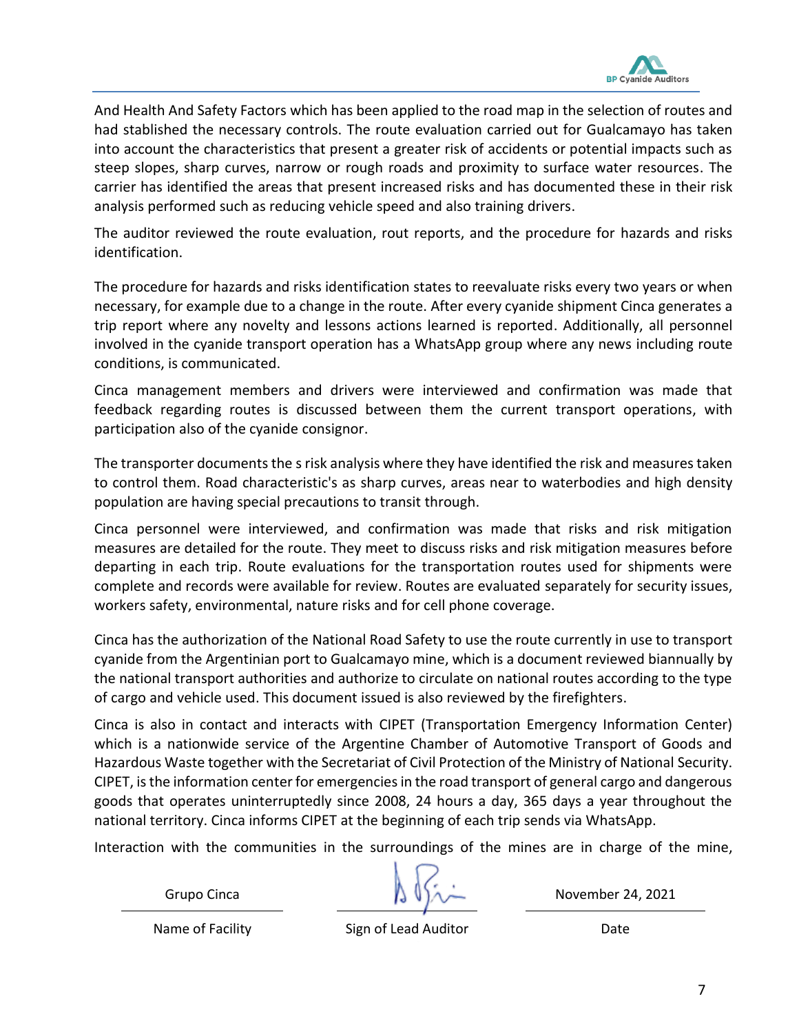And Health And Safety Factors which has been applied to the road map in the selection of routes and had stablished the necessary controls. The route evaluation carried out for Gualcamayo has taken into account the characteristics that present a greater risk of accidents or potential impacts such as steep slopes, sharp curves, narrow or rough roads and proximity to surface water resources. The carrier has identified the areas that present increased risks and has documented these in their risk analysis performed such as reducing vehicle speed and also training drivers.

The auditor reviewed the route evaluation, rout reports, and the procedure for hazards and risks identification.

The procedure for hazards and risks identification states to reevaluate risks every two years or when necessary, for example due to a change in the route. After every cyanide shipment Cinca generates a trip report where any novelty and lessons actions learned is reported. Additionally, all personnel involved in the cyanide transport operation has a WhatsApp group where any news including route conditions, is communicated.

Cinca management members and drivers were interviewed and confirmation was made that feedback regarding routes is discussed between them the current transport operations, with participation also of the cyanide consignor.

The transporter documents the s risk analysis where they have identified the risk and measures taken to control them. Road characteristic's as sharp curves, areas near to waterbodies and high density population are having special precautions to transit through.

Cinca personnel were interviewed, and confirmation was made that risks and risk mitigation measures are detailed for the route. They meet to discuss risks and risk mitigation measures before departing in each trip. Route evaluations for the transportation routes used for shipments were complete and records were available for review. Routes are evaluated separately for security issues, workers safety, environmental, nature risks and for cell phone coverage.

Cinca has the authorization of the National Road Safety to use the route currently in use to transport cyanide from the Argentinian port to Gualcamayo mine, which is a document reviewed biannually by the national transport authorities and authorize to circulate on national routes according to the type of cargo and vehicle used. This document issued is also reviewed by the firefighters.

Cinca is also in contact and interacts with CIPET (Transportation Emergency Information Center) which is a nationwide service of the Argentine Chamber of Automotive Transport of Goods and Hazardous Waste together with the Secretariat of Civil Protection of the Ministry of National Security. CIPET, is the information center for emergencies in the road transport of general cargo and dangerous goods that operates uninterruptedly since 2008, 24 hours a day, 365 days a year throughout the national territory. Cinca informs CIPET at the beginning of each trip sends via WhatsApp.

Interaction with the communities in the surroundings of the mines are in charge of the mine,

| Grupo Cinca | | November 24, 2021 |
|---|---|---|
| Name of Facility | Sign of Lead Auditor | Date |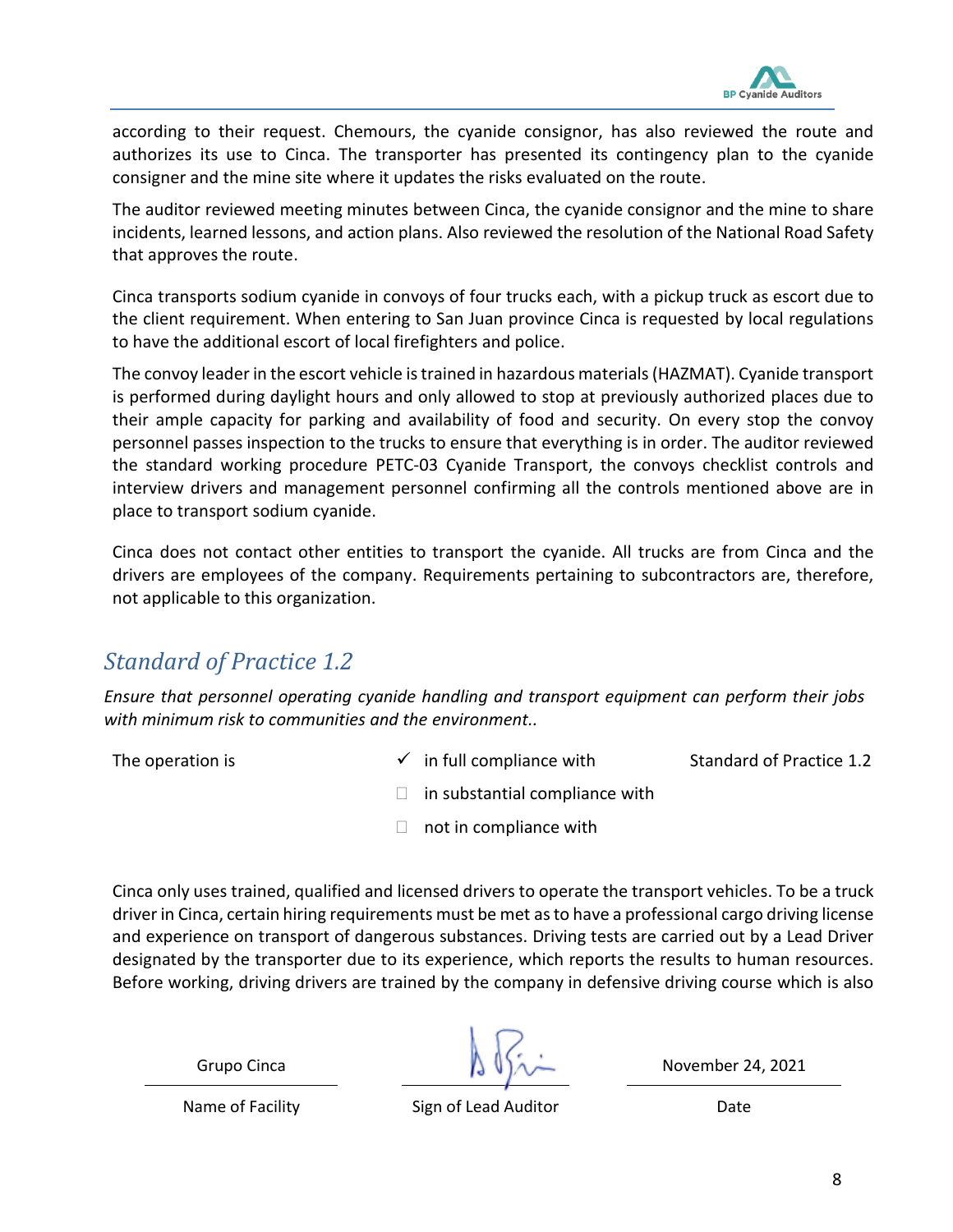according to their request. Chemours, the cyanide consignor, has also reviewed the route and authorizes its use to Cinca. The transporter has presented its contingency plan to the cyanide consigner and the mine site where it updates the risks evaluated on the route.

The auditor reviewed meeting minutes between Cinca, the cyanide consignor and the mine to share incidents, learned lessons, and action plans. Also reviewed the resolution of the National Road Safety that approves the route.

Cinca transports sodium cyanide in convoys of four trucks each, with a pickup truck as escort due to the client requirement. When entering to San Juan province Cinca is requested by local regulations to have the additional escort of local firefighters and police.

The convoy leader in the escort vehicle is trained in hazardous materials (HAZMAT). Cyanide transport is performed during daylight hours and only allowed to stop at previously authorized places due to their ample capacity for parking and availability of food and security. On every stop the convoy personnel passes inspection to the trucks to ensure that everything is in order. The auditor reviewed the standard working procedure PETC-03 Cyanide Transport, the convoys checklist controls and interview drivers and management personnel confirming all the controls mentioned above are in place to transport sodium cyanide.

Cinca does not contact other entities to transport the cyanide. All trucks are from Cinca and the drivers are employees of the company. Requirements pertaining to subcontractors are, therefore, not applicable to this organization.

## *Standard of Practice 1.2*

*Ensure that personnel operating cyanide handling and transport equipment can perform their jobs with minimum risk to communities and the environment..*

The operation is ✓ in full compliance with Standard of Practice 1.2

☐ in substantial compliance with

☐ not in compliance with

Cinca only uses trained, qualified and licensed drivers to operate the transport vehicles. To be a truck driver in Cinca, certain hiring requirements must be met as to have a professional cargo driving license and experience on transport of dangerous substances. Driving tests are carried out by a Lead Driver designated by the transporter due to its experience, which reports the results to human resources. Before working, driving drivers are trained by the company in defensive driving course which is also

| Grupo Cinca | [signature] | November 24, 2021 |
|---|---|---|
| Name of Facility | Sign of Lead Auditor | Date |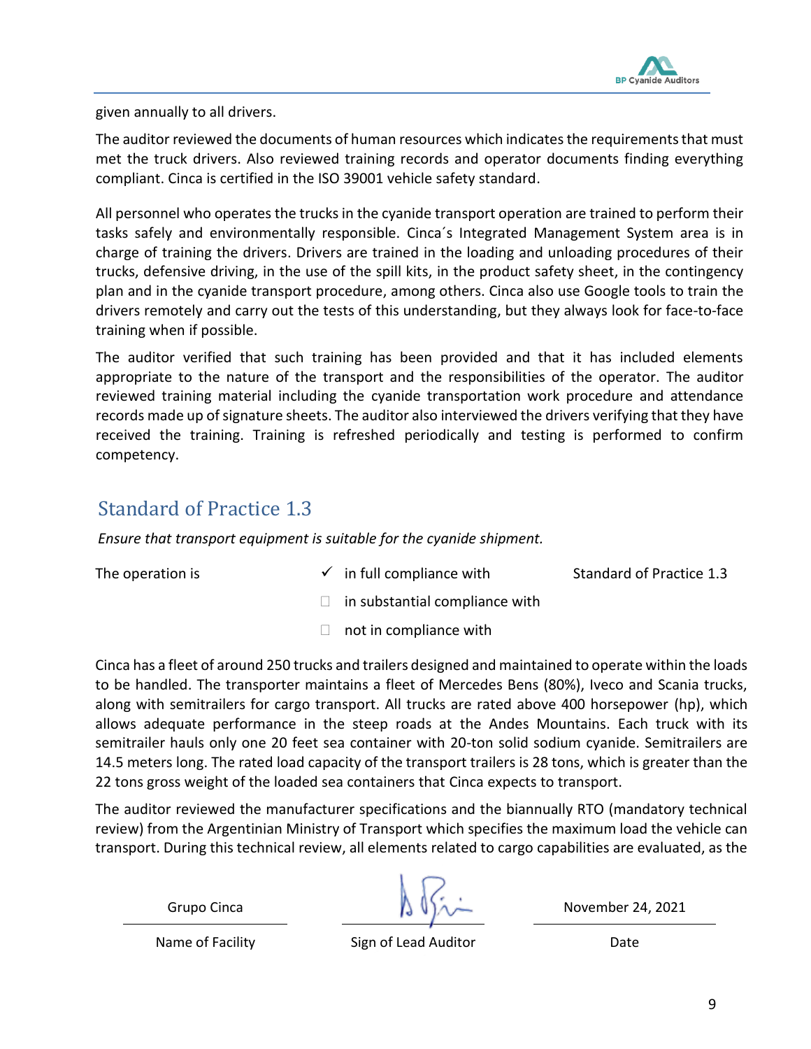given annually to all drivers.

The auditor reviewed the documents of human resources which indicates the requirements that must met the truck drivers. Also reviewed training records and operator documents finding everything compliant. Cinca is certified in the ISO 39001 vehicle safety standard.

All personnel who operates the trucks in the cyanide transport operation are trained to perform their tasks safely and environmentally responsible. Cinca´s Integrated Management System area is in charge of training the drivers. Drivers are trained in the loading and unloading procedures of their trucks, defensive driving, in the use of the spill kits, in the product safety sheet, in the contingency plan and in the cyanide transport procedure, among others. Cinca also use Google tools to train the drivers remotely and carry out the tests of this understanding, but they always look for face-to-face training when if possible.

The auditor verified that such training has been provided and that it has included elements appropriate to the nature of the transport and the responsibilities of the operator. The auditor reviewed training material including the cyanide transportation work procedure and attendance records made up of signature sheets. The auditor also interviewed the drivers verifying that they have received the training. Training is refreshed periodically and testing is performed to confirm competency.

## Standard of Practice 1.3

*Ensure that transport equipment is suitable for the cyanide shipment.*

The operation is

- ✓ in full compliance with Standard of Practice 1.3
- ☐ in substantial compliance with
- ☐ not in compliance with

Cinca has a fleet of around 250 trucks and trailers designed and maintained to operate within the loads to be handled. The transporter maintains a fleet of Mercedes Bens (80%), Iveco and Scania trucks, along with semitrailers for cargo transport. All trucks are rated above 400 horsepower (hp), which allows adequate performance in the steep roads at the Andes Mountains. Each truck with its semitrailer hauls only one 20 feet sea container with 20-ton solid sodium cyanide. Semitrailers are 14.5 meters long. The rated load capacity of the transport trailers is 28 tons, which is greater than the 22 tons gross weight of the loaded sea containers that Cinca expects to transport.

The auditor reviewed the manufacturer specifications and the biannually RTO (mandatory technical review) from the Argentinian Ministry of Transport which specifies the maximum load the vehicle can transport. During this technical review, all elements related to cargo capabilities are evaluated, as the

| Grupo Cinca | | November 24, 2021 |
|---|---|---|
| Name of Facility | Sign of Lead Auditor | Date |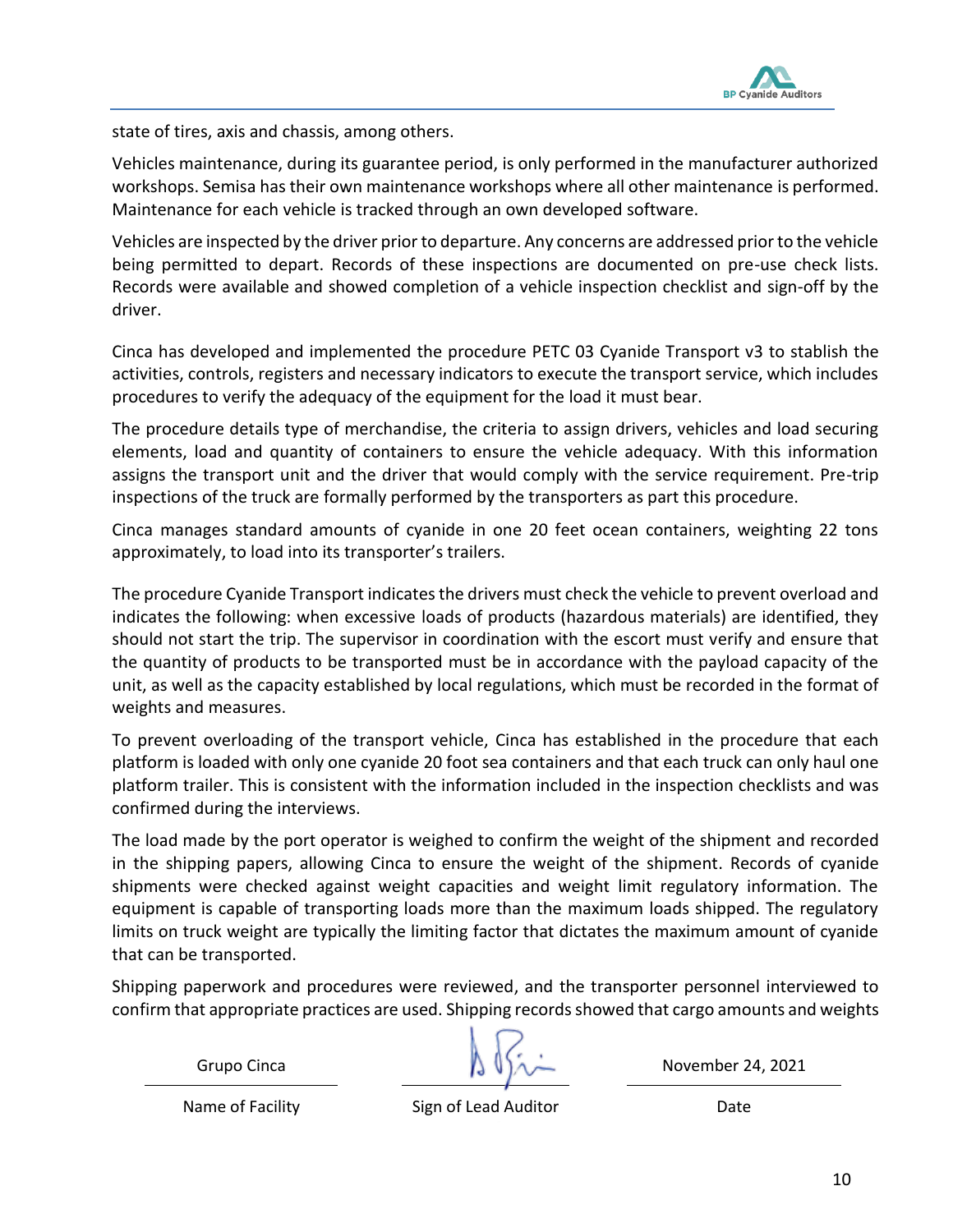state of tires, axis and chassis, among others.

Vehicles maintenance, during its guarantee period, is only performed in the manufacturer authorized workshops. Semisa has their own maintenance workshops where all other maintenance is performed. Maintenance for each vehicle is tracked through an own developed software.

Vehicles are inspected by the driver prior to departure. Any concerns are addressed prior to the vehicle being permitted to depart. Records of these inspections are documented on pre-use check lists. Records were available and showed completion of a vehicle inspection checklist and sign-off by the driver.

Cinca has developed and implemented the procedure PETC 03 Cyanide Transport v3 to stablish the activities, controls, registers and necessary indicators to execute the transport service, which includes procedures to verify the adequacy of the equipment for the load it must bear.

The procedure details type of merchandise, the criteria to assign drivers, vehicles and load securing elements, load and quantity of containers to ensure the vehicle adequacy. With this information assigns the transport unit and the driver that would comply with the service requirement. Pre-trip inspections of the truck are formally performed by the transporters as part this procedure.

Cinca manages standard amounts of cyanide in one 20 feet ocean containers, weighting 22 tons approximately, to load into its transporter's trailers.

The procedure Cyanide Transport indicates the drivers must check the vehicle to prevent overload and indicates the following: when excessive loads of products (hazardous materials) are identified, they should not start the trip. The supervisor in coordination with the escort must verify and ensure that the quantity of products to be transported must be in accordance with the payload capacity of the unit, as well as the capacity established by local regulations, which must be recorded in the format of weights and measures.

To prevent overloading of the transport vehicle, Cinca has established in the procedure that each platform is loaded with only one cyanide 20 foot sea containers and that each truck can only haul one platform trailer. This is consistent with the information included in the inspection checklists and was confirmed during the interviews.

The load made by the port operator is weighed to confirm the weight of the shipment and recorded in the shipping papers, allowing Cinca to ensure the weight of the shipment. Records of cyanide shipments were checked against weight capacities and weight limit regulatory information. The equipment is capable of transporting loads more than the maximum loads shipped. The regulatory limits on truck weight are typically the limiting factor that dictates the maximum amount of cyanide that can be transported.

Shipping paperwork and procedures were reviewed, and the transporter personnel interviewed to confirm that appropriate practices are used. Shipping records showed that cargo amounts and weights

| Grupo Cinca | | November 24, 2021 |
|---|---|---|
| Name of Facility | Sign of Lead Auditor | Date |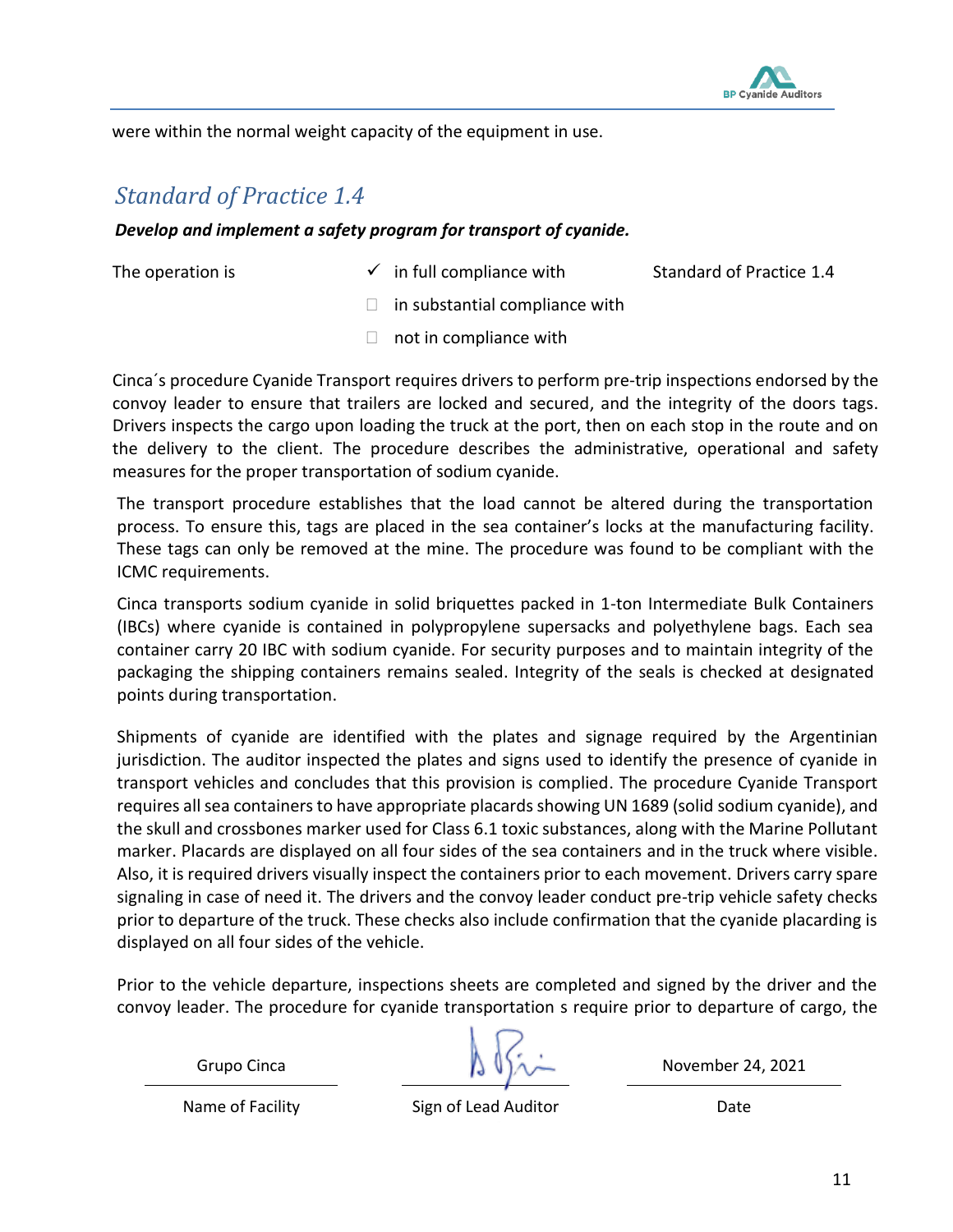were within the normal weight capacity of the equipment in use.

## *Standard of Practice 1.4*

***Develop and implement a safety program for transport of cyanide.***

The operation is ✓ in full compliance with Standard of Practice 1.4

☐ in substantial compliance with

☐ not in compliance with

Cinca´s procedure Cyanide Transport requires drivers to perform pre-trip inspections endorsed by the convoy leader to ensure that trailers are locked and secured, and the integrity of the doors tags. Drivers inspects the cargo upon loading the truck at the port, then on each stop in the route and on the delivery to the client. The procedure describes the administrative, operational and safety measures for the proper transportation of sodium cyanide.

The transport procedure establishes that the load cannot be altered during the transportation process. To ensure this, tags are placed in the sea container's locks at the manufacturing facility. These tags can only be removed at the mine. The procedure was found to be compliant with the ICMC requirements.

Cinca transports sodium cyanide in solid briquettes packed in 1-ton Intermediate Bulk Containers (IBCs) where cyanide is contained in polypropylene supersacks and polyethylene bags. Each sea container carry 20 IBC with sodium cyanide. For security purposes and to maintain integrity of the packaging the shipping containers remains sealed. Integrity of the seals is checked at designated points during transportation.

Shipments of cyanide are identified with the plates and signage required by the Argentinian jurisdiction. The auditor inspected the plates and signs used to identify the presence of cyanide in transport vehicles and concludes that this provision is complied. The procedure Cyanide Transport requires all sea containers to have appropriate placards showing UN 1689 (solid sodium cyanide), and the skull and crossbones marker used for Class 6.1 toxic substances, along with the Marine Pollutant marker. Placards are displayed on all four sides of the sea containers and in the truck where visible. Also, it is required drivers visually inspect the containers prior to each movement. Drivers carry spare signaling in case of need it. The drivers and the convoy leader conduct pre-trip vehicle safety checks prior to departure of the truck. These checks also include confirmation that the cyanide placarding is displayed on all four sides of the vehicle.

Prior to the vehicle departure, inspections sheets are completed and signed by the driver and the convoy leader. The procedure for cyanide transportation s require prior to departure of cargo, the

| Grupo Cinca | | November 24, 2021 |
|---|---|---|
| Name of Facility | Sign of Lead Auditor | Date |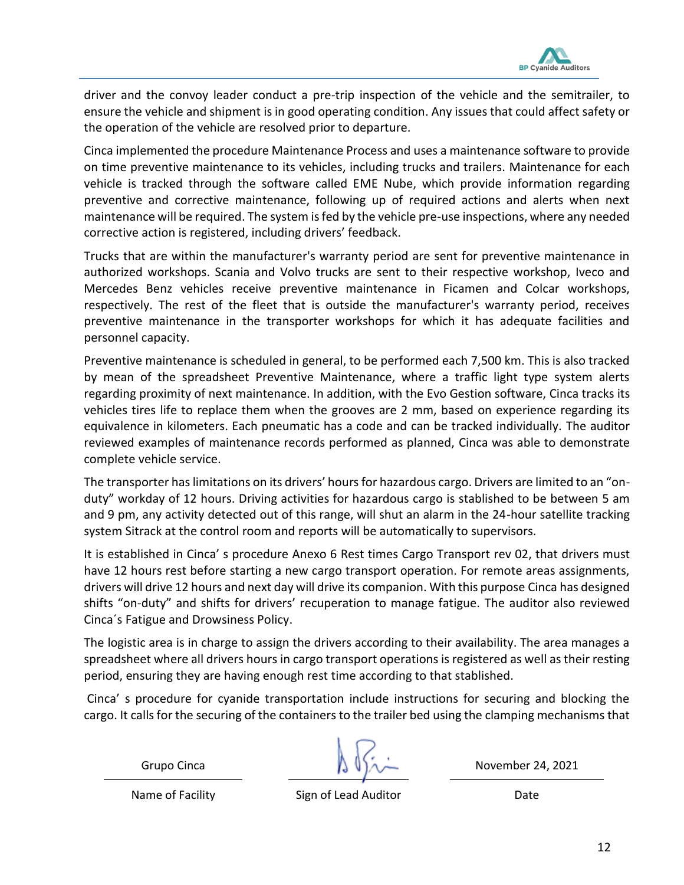driver and the convoy leader conduct a pre-trip inspection of the vehicle and the semitrailer, to ensure the vehicle and shipment is in good operating condition. Any issues that could affect safety or the operation of the vehicle are resolved prior to departure.

Cinca implemented the procedure Maintenance Process and uses a maintenance software to provide on time preventive maintenance to its vehicles, including trucks and trailers. Maintenance for each vehicle is tracked through the software called EME Nube, which provide information regarding preventive and corrective maintenance, following up of required actions and alerts when next maintenance will be required. The system is fed by the vehicle pre-use inspections, where any needed corrective action is registered, including drivers' feedback.

Trucks that are within the manufacturer's warranty period are sent for preventive maintenance in authorized workshops. Scania and Volvo trucks are sent to their respective workshop, Iveco and Mercedes Benz vehicles receive preventive maintenance in Ficamen and Colcar workshops, respectively. The rest of the fleet that is outside the manufacturer's warranty period, receives preventive maintenance in the transporter workshops for which it has adequate facilities and personnel capacity.

Preventive maintenance is scheduled in general, to be performed each 7,500 km. This is also tracked by mean of the spreadsheet Preventive Maintenance, where a traffic light type system alerts regarding proximity of next maintenance. In addition, with the Evo Gestion software, Cinca tracks its vehicles tires life to replace them when the grooves are 2 mm, based on experience regarding its equivalence in kilometers. Each pneumatic has a code and can be tracked individually. The auditor reviewed examples of maintenance records performed as planned, Cinca was able to demonstrate complete vehicle service.

The transporter has limitations on its drivers' hours for hazardous cargo. Drivers are limited to an "on-duty" workday of 12 hours. Driving activities for hazardous cargo is stablished to be between 5 am and 9 pm, any activity detected out of this range, will shut an alarm in the 24-hour satellite tracking system Sitrack at the control room and reports will be automatically to supervisors.

It is established in Cinca' s procedure Anexo 6 Rest times Cargo Transport rev 02, that drivers must have 12 hours rest before starting a new cargo transport operation. For remote areas assignments, drivers will drive 12 hours and next day will drive its companion. With this purpose Cinca has designed shifts "on-duty" and shifts for drivers' recuperation to manage fatigue. The auditor also reviewed Cinca´s Fatigue and Drowsiness Policy.

The logistic area is in charge to assign the drivers according to their availability. The area manages a spreadsheet where all drivers hours in cargo transport operations is registered as well as their resting period, ensuring they are having enough rest time according to that stablished.

Cinca' s procedure for cyanide transportation include instructions for securing and blocking the cargo. It calls for the securing of the containers to the trailer bed using the clamping mechanisms that

| Grupo Cinca | | November 24, 2021 |
|---|---|---|
| Name of Facility | Sign of Lead Auditor | Date |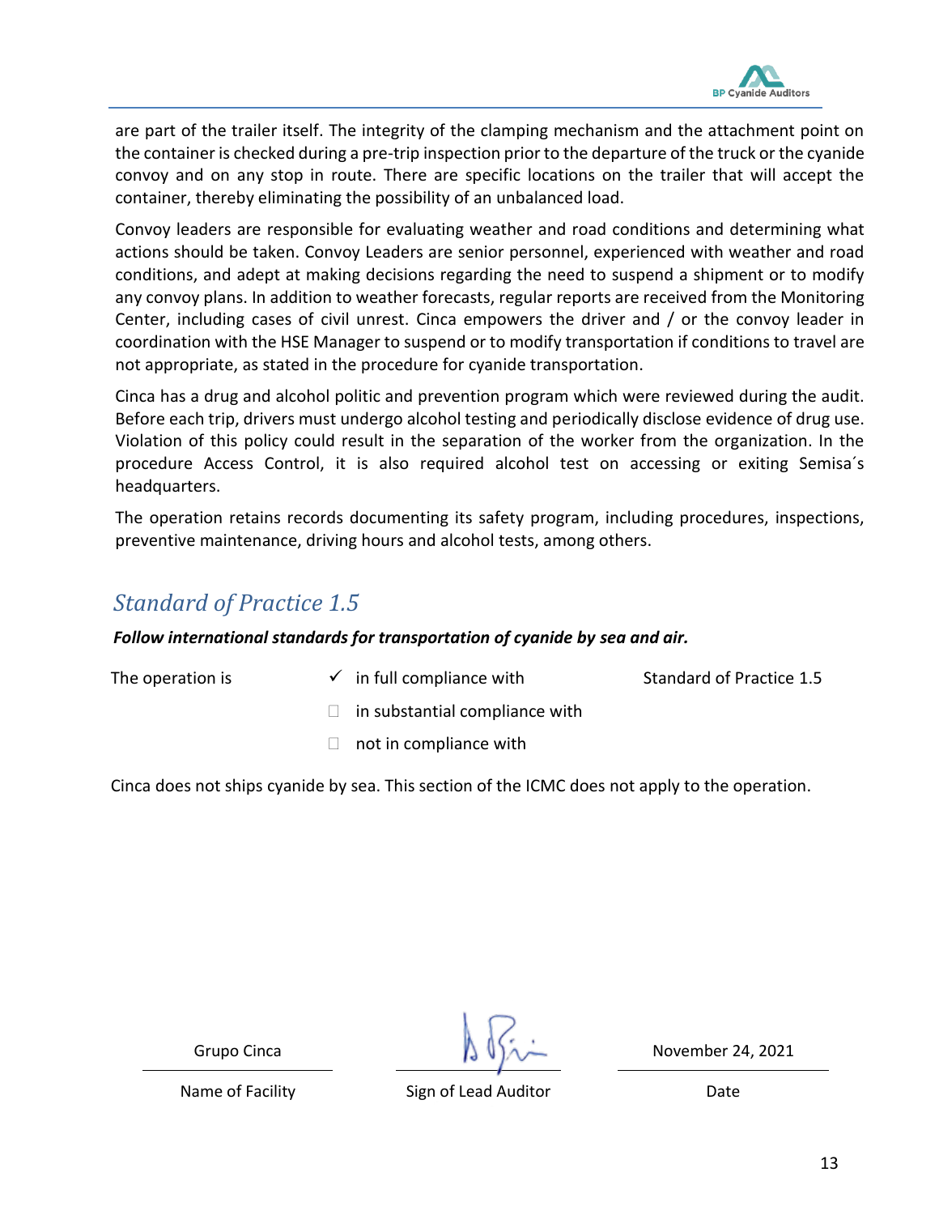are part of the trailer itself. The integrity of the clamping mechanism and the attachment point on the container is checked during a pre-trip inspection prior to the departure of the truck or the cyanide convoy and on any stop in route. There are specific locations on the trailer that will accept the container, thereby eliminating the possibility of an unbalanced load.

Convoy leaders are responsible for evaluating weather and road conditions and determining what actions should be taken. Convoy Leaders are senior personnel, experienced with weather and road conditions, and adept at making decisions regarding the need to suspend a shipment or to modify any convoy plans. In addition to weather forecasts, regular reports are received from the Monitoring Center, including cases of civil unrest. Cinca empowers the driver and / or the convoy leader in coordination with the HSE Manager to suspend or to modify transportation if conditions to travel are not appropriate, as stated in the procedure for cyanide transportation.

Cinca has a drug and alcohol politic and prevention program which were reviewed during the audit. Before each trip, drivers must undergo alcohol testing and periodically disclose evidence of drug use. Violation of this policy could result in the separation of the worker from the organization. In the procedure Access Control, it is also required alcohol test on accessing or exiting Semisa´s headquarters.

The operation retains records documenting its safety program, including procedures, inspections, preventive maintenance, driving hours and alcohol tests, among others.

## *Standard of Practice 1.5*

***Follow international standards for transportation of cyanide by sea and air.***

The operation is

- ✓ in full compliance with — Standard of Practice 1.5
- ☐ in substantial compliance with
- ☐ not in compliance with

Cinca does not ships cyanide by sea. This section of the ICMC does not apply to the operation.

| Grupo Cinca | [signature] | November 24, 2021 |
|---|---|---|
| Name of Facility | Sign of Lead Auditor | Date |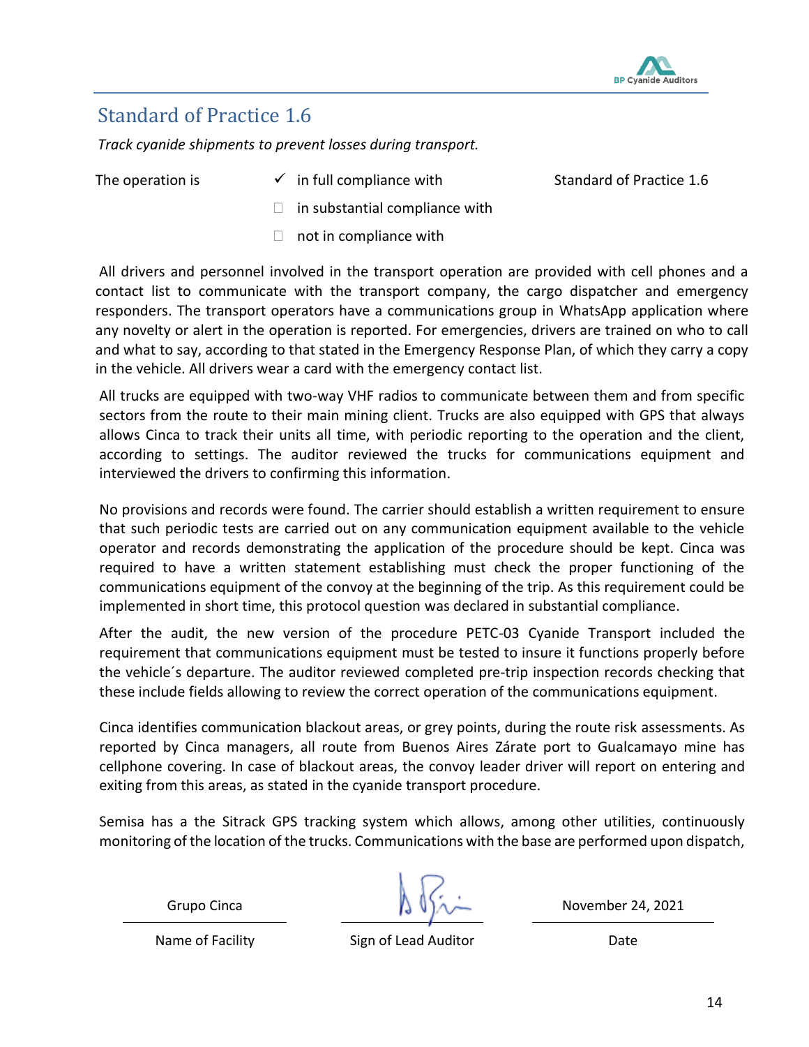## Standard of Practice 1.6

*Track cyanide shipments to prevent losses during transport.*

The operation is ✓ in full compliance with Standard of Practice 1.6

☐ in substantial compliance with

☐ not in compliance with

All drivers and personnel involved in the transport operation are provided with cell phones and a contact list to communicate with the transport company, the cargo dispatcher and emergency responders. The transport operators have a communications group in WhatsApp application where any novelty or alert in the operation is reported. For emergencies, drivers are trained on who to call and what to say, according to that stated in the Emergency Response Plan, of which they carry a copy in the vehicle. All drivers wear a card with the emergency contact list.

All trucks are equipped with two-way VHF radios to communicate between them and from specific sectors from the route to their main mining client. Trucks are also equipped with GPS that always allows Cinca to track their units all time, with periodic reporting to the operation and the client, according to settings. The auditor reviewed the trucks for communications equipment and interviewed the drivers to confirming this information.

No provisions and records were found. The carrier should establish a written requirement to ensure that such periodic tests are carried out on any communication equipment available to the vehicle operator and records demonstrating the application of the procedure should be kept. Cinca was required to have a written statement establishing must check the proper functioning of the communications equipment of the convoy at the beginning of the trip. As this requirement could be implemented in short time, this protocol question was declared in substantial compliance.

After the audit, the new version of the procedure PETC-03 Cyanide Transport included the requirement that communications equipment must be tested to insure it functions properly before the vehicle´s departure. The auditor reviewed completed pre-trip inspection records checking that these include fields allowing to review the correct operation of the communications equipment.

Cinca identifies communication blackout areas, or grey points, during the route risk assessments. As reported by Cinca managers, all route from Buenos Aires Zárate port to Gualcamayo mine has cellphone covering. In case of blackout areas, the convoy leader driver will report on entering and exiting from this areas, as stated in the cyanide transport procedure.

Semisa has a the Sitrack GPS tracking system which allows, among other utilities, continuously monitoring of the location of the trucks. Communications with the base are performed upon dispatch,

| Grupo Cinca | [signature] | November 24, 2021 |
|---|---|---|
| Name of Facility | Sign of Lead Auditor | Date |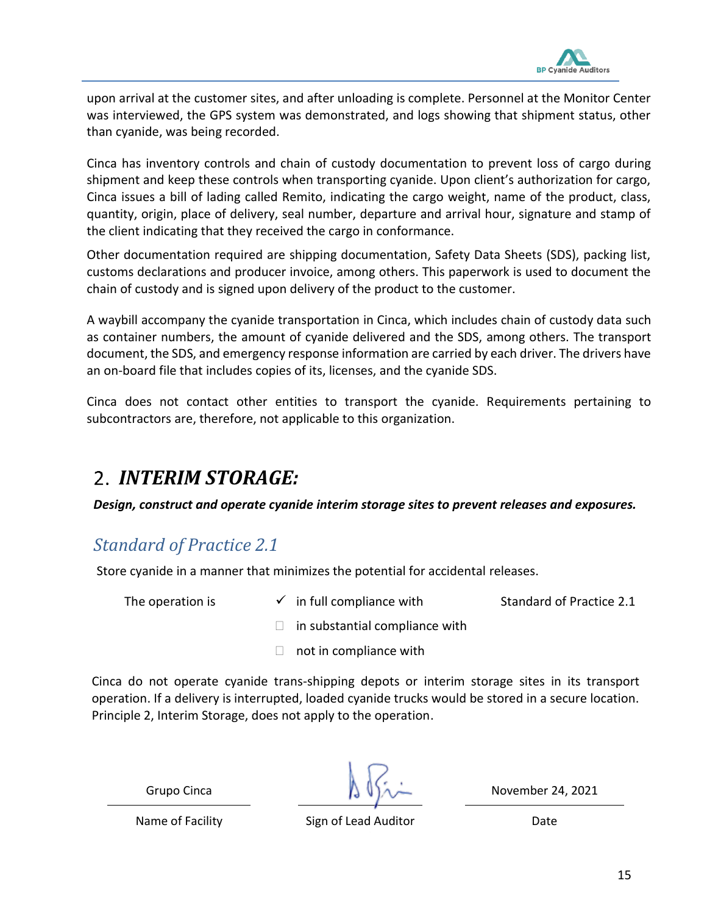upon arrival at the customer sites, and after unloading is complete. Personnel at the Monitor Center was interviewed, the GPS system was demonstrated, and logs showing that shipment status, other than cyanide, was being recorded.

Cinca has inventory controls and chain of custody documentation to prevent loss of cargo during shipment and keep these controls when transporting cyanide. Upon client's authorization for cargo, Cinca issues a bill of lading called Remito, indicating the cargo weight, name of the product, class, quantity, origin, place of delivery, seal number, departure and arrival hour, signature and stamp of the client indicating that they received the cargo in conformance.

Other documentation required are shipping documentation, Safety Data Sheets (SDS), packing list, customs declarations and producer invoice, among others. This paperwork is used to document the chain of custody and is signed upon delivery of the product to the customer.

A waybill accompany the cyanide transportation in Cinca, which includes chain of custody data such as container numbers, the amount of cyanide delivered and the SDS, among others. The transport document, the SDS, and emergency response information are carried by each driver. The drivers have an on-board file that includes copies of its, licenses, and the cyanide SDS.

Cinca does not contact other entities to transport the cyanide. Requirements pertaining to subcontractors are, therefore, not applicable to this organization.

# 2. *INTERIM STORAGE:*

***Design, construct and operate cyanide interim storage sites to prevent releases and exposures.***

## *Standard of Practice 2.1*

Store cyanide in a manner that minimizes the potential for accidental releases.

The operation is

- ✓ in full compliance with
- ☐ in substantial compliance with
- ☐ not in compliance with

Standard of Practice 2.1

Cinca do not operate cyanide trans-shipping depots or interim storage sites in its transport operation. If a delivery is interrupted, loaded cyanide trucks would be stored in a secure location. Principle 2, Interim Storage, does not apply to the operation.

| Grupo Cinca | [signature] | November 24, 2021 |
|---|---|---|
| Name of Facility | Sign of Lead Auditor | Date |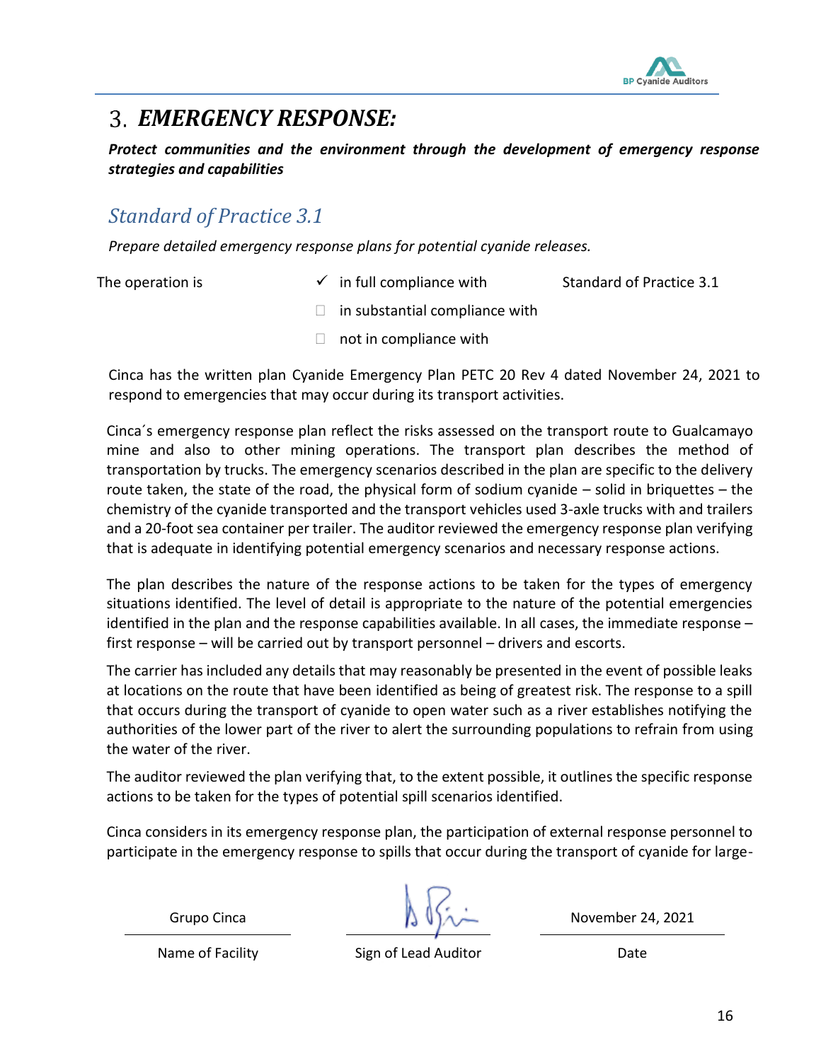# 3. *EMERGENCY RESPONSE:*

***Protect communities and the environment through the development of emergency response strategies and capabilities***

## *Standard of Practice 3.1*

*Prepare detailed emergency response plans for potential cyanide releases.*

| The operation is | ✓ in full compliance with | Standard of Practice 3.1 |
|---|---|---|
| | ☐ in substantial compliance with | |
| | ☐ not in compliance with | |

Cinca has the written plan Cyanide Emergency Plan PETC 20 Rev 4 dated November 24, 2021 to respond to emergencies that may occur during its transport activities.

Cinca´s emergency response plan reflect the risks assessed on the transport route to Gualcamayo mine and also to other mining operations. The transport plan describes the method of transportation by trucks. The emergency scenarios described in the plan are specific to the delivery route taken, the state of the road, the physical form of sodium cyanide – solid in briquettes – the chemistry of the cyanide transported and the transport vehicles used 3-axle trucks with and trailers and a 20-foot sea container per trailer. The auditor reviewed the emergency response plan verifying that is adequate in identifying potential emergency scenarios and necessary response actions.

The plan describes the nature of the response actions to be taken for the types of emergency situations identified. The level of detail is appropriate to the nature of the potential emergencies identified in the plan and the response capabilities available. In all cases, the immediate response – first response – will be carried out by transport personnel – drivers and escorts.

The carrier has included any details that may reasonably be presented in the event of possible leaks at locations on the route that have been identified as being of greatest risk. The response to a spill that occurs during the transport of cyanide to open water such as a river establishes notifying the authorities of the lower part of the river to alert the surrounding populations to refrain from using the water of the river.

The auditor reviewed the plan verifying that, to the extent possible, it outlines the specific response actions to be taken for the types of potential spill scenarios identified.

Cinca considers in its emergency response plan, the participation of external response personnel to participate in the emergency response to spills that occur during the transport of cyanide for large-

| Grupo Cinca | [signature] | November 24, 2021 |
|---|---|---|
| Name of Facility | Sign of Lead Auditor | Date |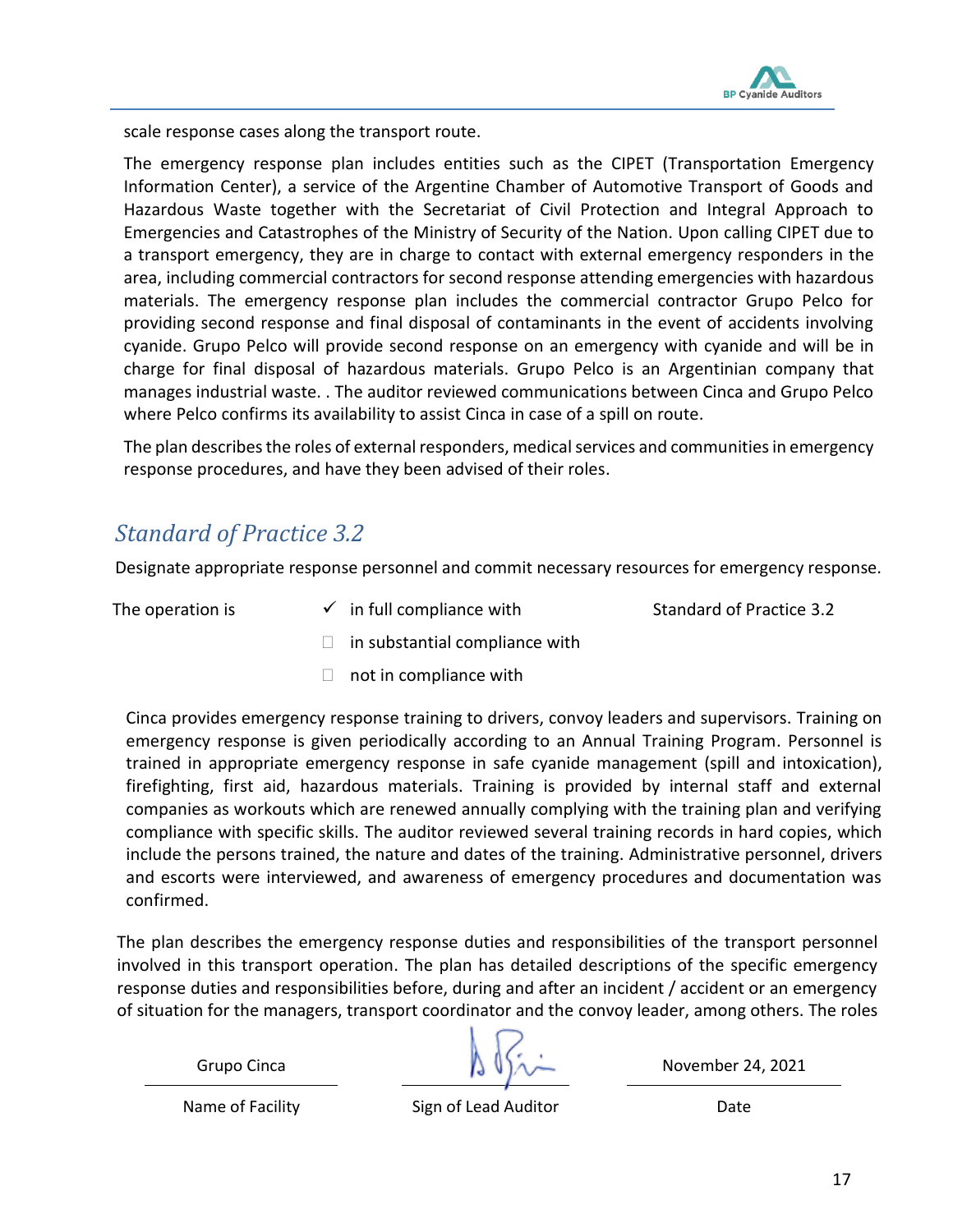scale response cases along the transport route.

The emergency response plan includes entities such as the CIPET (Transportation Emergency Information Center), a service of the Argentine Chamber of Automotive Transport of Goods and Hazardous Waste together with the Secretariat of Civil Protection and Integral Approach to Emergencies and Catastrophes of the Ministry of Security of the Nation. Upon calling CIPET due to a transport emergency, they are in charge to contact with external emergency responders in the area, including commercial contractors for second response attending emergencies with hazardous materials. The emergency response plan includes the commercial contractor Grupo Pelco for providing second response and final disposal of contaminants in the event of accidents involving cyanide. Grupo Pelco will provide second response on an emergency with cyanide and will be in charge for final disposal of hazardous materials. Grupo Pelco is an Argentinian company that manages industrial waste. . The auditor reviewed communications between Cinca and Grupo Pelco where Pelco confirms its availability to assist Cinca in case of a spill on route.

The plan describes the roles of external responders, medical services and communities in emergency response procedures, and have they been advised of their roles.

## *Standard of Practice 3.2*

Designate appropriate response personnel and commit necessary resources for emergency response.

The operation is ✓ in full compliance with Standard of Practice 3.2

☐ in substantial compliance with

☐ not in compliance with

Cinca provides emergency response training to drivers, convoy leaders and supervisors. Training on emergency response is given periodically according to an Annual Training Program. Personnel is trained in appropriate emergency response in safe cyanide management (spill and intoxication), firefighting, first aid, hazardous materials. Training is provided by internal staff and external companies as workouts which are renewed annually complying with the training plan and verifying compliance with specific skills. The auditor reviewed several training records in hard copies, which include the persons trained, the nature and dates of the training. Administrative personnel, drivers and escorts were interviewed, and awareness of emergency procedures and documentation was confirmed.

The plan describes the emergency response duties and responsibilities of the transport personnel involved in this transport operation. The plan has detailed descriptions of the specific emergency response duties and responsibilities before, during and after an incident / accident or an emergency of situation for the managers, transport coordinator and the convoy leader, among others. The roles

| Grupo Cinca | | November 24, 2021 |
|---|---|---|
| Name of Facility | Sign of Lead Auditor | Date |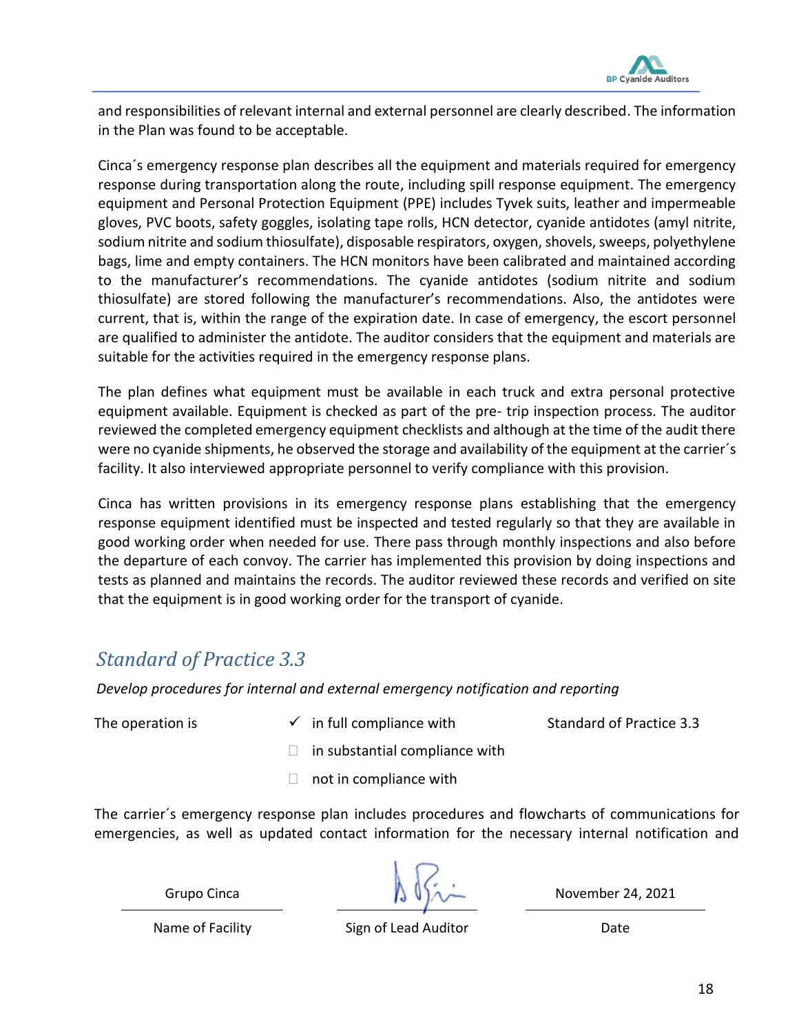and responsibilities of relevant internal and external personnel are clearly described. The information in the Plan was found to be acceptable.

Cinca´s emergency response plan describes all the equipment and materials required for emergency response during transportation along the route, including spill response equipment. The emergency equipment and Personal Protection Equipment (PPE) includes Tyvek suits, leather and impermeable gloves, PVC boots, safety goggles, isolating tape rolls, HCN detector, cyanide antidotes (amyl nitrite, sodium nitrite and sodium thiosulfate), disposable respirators, oxygen, shovels, sweeps, polyethylene bags, lime and empty containers. The HCN monitors have been calibrated and maintained according to the manufacturer's recommendations. The cyanide antidotes (sodium nitrite and sodium thiosulfate) are stored following the manufacturer's recommendations. Also, the antidotes were current, that is, within the range of the expiration date. In case of emergency, the escort personnel are qualified to administer the antidote. The auditor considers that the equipment and materials are suitable for the activities required in the emergency response plans.

The plan defines what equipment must be available in each truck and extra personal protective equipment available. Equipment is checked as part of the pre- trip inspection process. The auditor reviewed the completed emergency equipment checklists and although at the time of the audit there were no cyanide shipments, he observed the storage and availability of the equipment at the carrier´s facility. It also interviewed appropriate personnel to verify compliance with this provision.

Cinca has written provisions in its emergency response plans establishing that the emergency response equipment identified must be inspected and tested regularly so that they are available in good working order when needed for use. There pass through monthly inspections and also before the departure of each convoy. The carrier has implemented this provision by doing inspections and tests as planned and maintains the records. The auditor reviewed these records and verified on site that the equipment is in good working order for the transport of cyanide.

## *Standard of Practice 3.3*

*Develop procedures for internal and external emergency notification and reporting*

The operation is

- ✓ in full compliance with — Standard of Practice 3.3
- ☐ in substantial compliance with
- ☐ not in compliance with

The carrier´s emergency response plan includes procedures and flowcharts of communications for emergencies, as well as updated contact information for the necessary internal notification and

| Grupo Cinca | [signature] | November 24, 2021 |
| --- | --- | --- |
| Name of Facility | Sign of Lead Auditor | Date |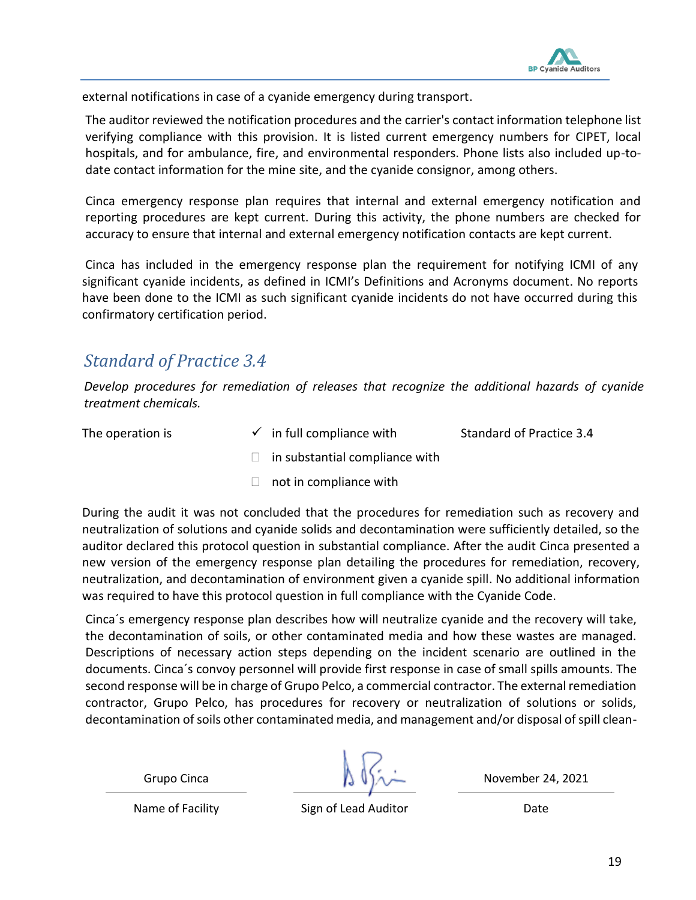external notifications in case of a cyanide emergency during transport.

The auditor reviewed the notification procedures and the carrier's contact information telephone list verifying compliance with this provision. It is listed current emergency numbers for CIPET, local hospitals, and for ambulance, fire, and environmental responders. Phone lists also included up-to-date contact information for the mine site, and the cyanide consignor, among others.

Cinca emergency response plan requires that internal and external emergency notification and reporting procedures are kept current. During this activity, the phone numbers are checked for accuracy to ensure that internal and external emergency notification contacts are kept current.

Cinca has included in the emergency response plan the requirement for notifying ICMI of any significant cyanide incidents, as defined in ICMI's Definitions and Acronyms document. No reports have been done to the ICMI as such significant cyanide incidents do not have occurred during this confirmatory certification period.

## *Standard of Practice 3.4*

*Develop procedures for remediation of releases that recognize the additional hazards of cyanide treatment chemicals.*

The operation is ✓ in full compliance with Standard of Practice 3.4

☐ in substantial compliance with

☐ not in compliance with

During the audit it was not concluded that the procedures for remediation such as recovery and neutralization of solutions and cyanide solids and decontamination were sufficiently detailed, so the auditor declared this protocol question in substantial compliance. After the audit Cinca presented a new version of the emergency response plan detailing the procedures for remediation, recovery, neutralization, and decontamination of environment given a cyanide spill. No additional information was required to have this protocol question in full compliance with the Cyanide Code.

Cinca´s emergency response plan describes how will neutralize cyanide and the recovery will take, the decontamination of soils, or other contaminated media and how these wastes are managed. Descriptions of necessary action steps depending on the incident scenario are outlined in the documents. Cinca´s convoy personnel will provide first response in case of small spills amounts. The second response will be in charge of Grupo Pelco, a commercial contractor. The external remediation contractor, Grupo Pelco, has procedures for recovery or neutralization of solutions or solids, decontamination of soils other contaminated media, and management and/or disposal of spill clean-

| Grupo Cinca | | November 24, 2021 |
|---|---|---|
| Name of Facility | Sign of Lead Auditor | Date |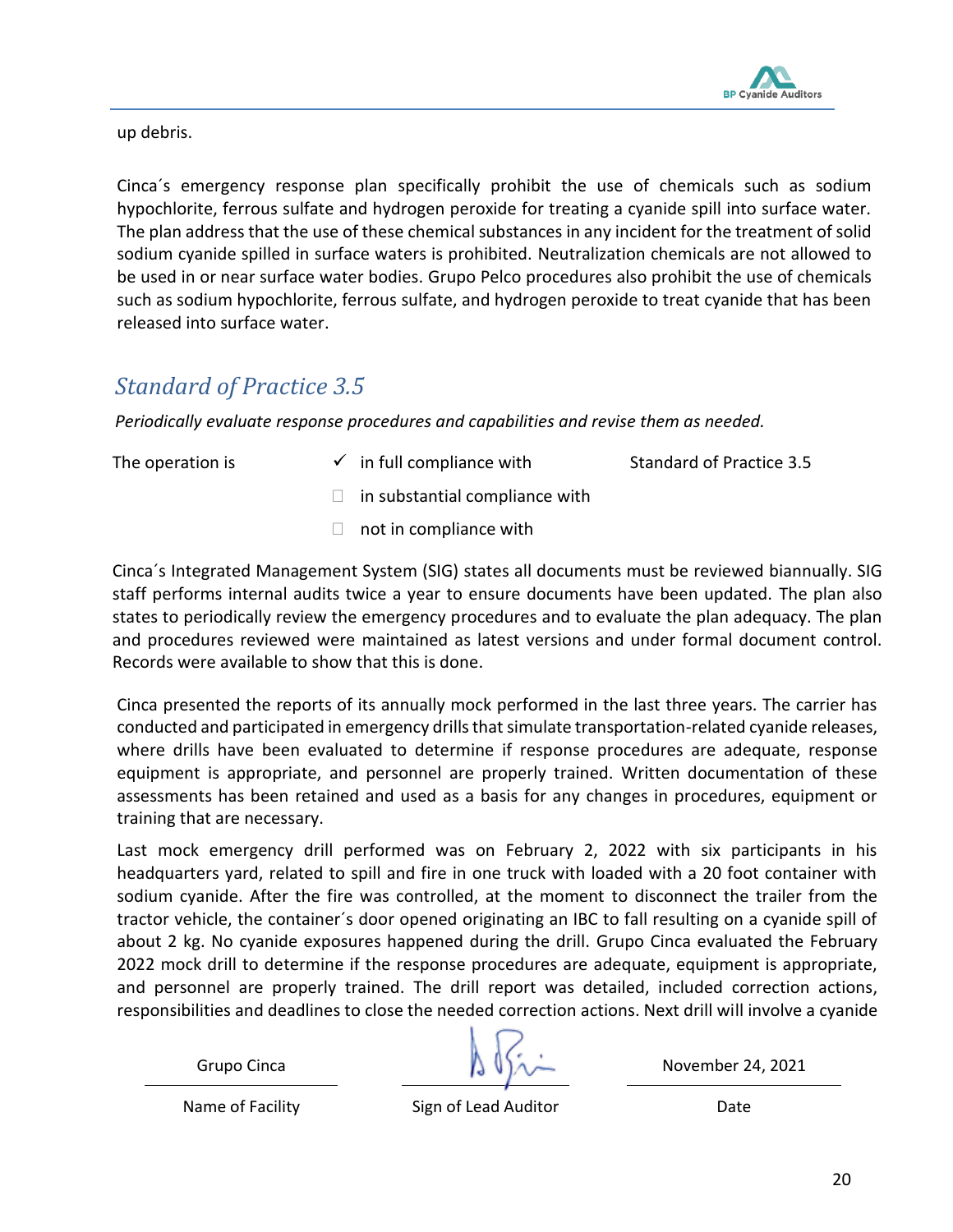up debris.

Cinca´s emergency response plan specifically prohibit the use of chemicals such as sodium hypochlorite, ferrous sulfate and hydrogen peroxide for treating a cyanide spill into surface water. The plan address that the use of these chemical substances in any incident for the treatment of solid sodium cyanide spilled in surface waters is prohibited. Neutralization chemicals are not allowed to be used in or near surface water bodies. Grupo Pelco procedures also prohibit the use of chemicals such as sodium hypochlorite, ferrous sulfate, and hydrogen peroxide to treat cyanide that has been released into surface water.

## *Standard of Practice 3.5*

*Periodically evaluate response procedures and capabilities and revise them as needed.*

The operation is

- ✓ in full compliance with
- ☐ in substantial compliance with
- ☐ not in compliance with

Standard of Practice 3.5

Cinca´s Integrated Management System (SIG) states all documents must be reviewed biannually. SIG staff performs internal audits twice a year to ensure documents have been updated. The plan also states to periodically review the emergency procedures and to evaluate the plan adequacy. The plan and procedures reviewed were maintained as latest versions and under formal document control. Records were available to show that this is done.

Cinca presented the reports of its annually mock performed in the last three years. The carrier has conducted and participated in emergency drills that simulate transportation-related cyanide releases, where drills have been evaluated to determine if response procedures are adequate, response equipment is appropriate, and personnel are properly trained. Written documentation of these assessments has been retained and used as a basis for any changes in procedures, equipment or training that are necessary.

Last mock emergency drill performed was on February 2, 2022 with six participants in his headquarters yard, related to spill and fire in one truck with loaded with a 20 foot container with sodium cyanide. After the fire was controlled, at the moment to disconnect the trailer from the tractor vehicle, the container´s door opened originating an IBC to fall resulting on a cyanide spill of about 2 kg. No cyanide exposures happened during the drill. Grupo Cinca evaluated the February 2022 mock drill to determine if the response procedures are adequate, equipment is appropriate, and personnel are properly trained. The drill report was detailed, included correction actions, responsibilities and deadlines to close the needed correction actions. Next drill will involve a cyanide

| Grupo Cinca | | November 24, 2021 |
|---|---|---|
| Name of Facility | Sign of Lead Auditor | Date |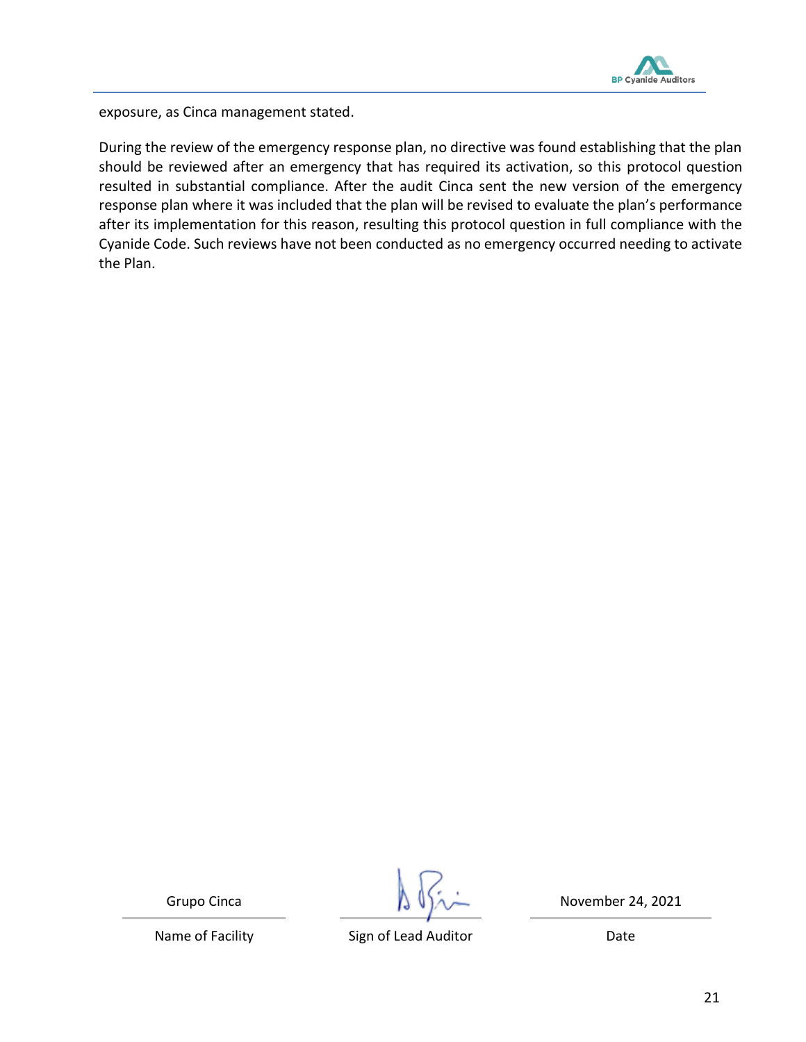exposure, as Cinca management stated.

During the review of the emergency response plan, no directive was found establishing that the plan should be reviewed after an emergency that has required its activation, so this protocol question resulted in substantial compliance. After the audit Cinca sent the new version of the emergency response plan where it was included that the plan will be revised to evaluate the plan's performance after its implementation for this reason, resulting this protocol question in full compliance with the Cyanide Code. Such reviews have not been conducted as no emergency occurred needing to activate the Plan.

| Grupo Cinca | | November 24, 2021 |
| --- | --- | --- |
| Name of Facility | Sign of Lead Auditor | Date |